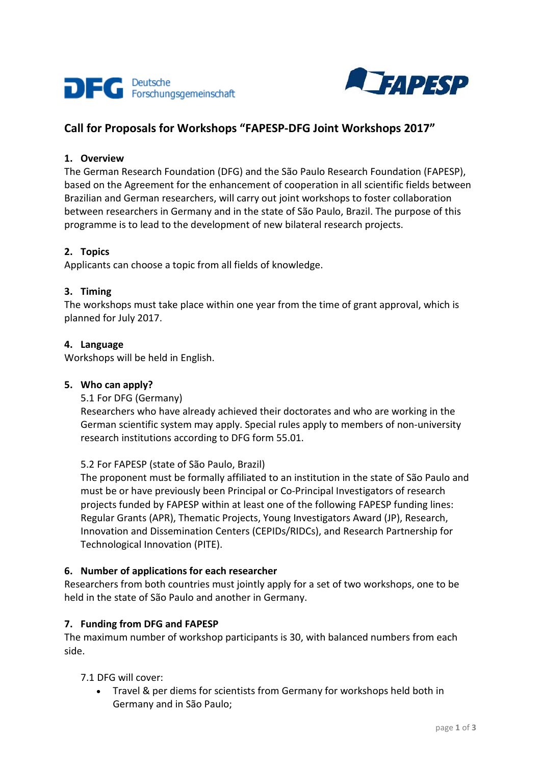Deutsche Forschungsgemeinschaft

FAPESP

# Call for Proposals for Workshops "FAPESP-DFG Joint Workshops 2017"

## 1. Overview

The German Research Foundation (DFG) and the São Paulo Research Foundation (FAPESP), based on the Agreement for the enhancement of cooperation in all scientific fields between Brazilian and German researchers, will carry out joint workshops to foster collaboration between researchers in Germany and in the state of São Paulo, Brazil. The purpose of this programme is to lead to the development of new bilateral research projects.

## 2. Topics

Applicants can choose a topic from all fields of knowledge.

## 3. Timing

The workshops must take place within one year from the time of grant approval, which is planned for July 2017.

## 4. Language

Workshops will be held in English.

## 5. Who can apply?

5.1 For DFG (Germany)

Researchers who have already achieved their doctorates and who are working in the German scientific system may apply. Special rules apply to members of non-university research institutions according to DFG form 55.01.

5.2 For FAPESP (state of São Paulo, Brazil)

The proponent must be formally affiliated to an institution in the state of São Paulo and must be or have previously been Principal or Co-Principal Investigators of research projects funded by FAPESP within at least one of the following FAPESP funding lines: Regular Grants (APR), Thematic Projects, Young Investigators Award (JP), Research, Innovation and Dissemination Centers (CEPIDs/RIDCs), and Research Partnership for Technological Innovation (PITE).

## 6. Number of applications for each researcher

Researchers from both countries must jointly apply for a set of two workshops, one to be held in the state of São Paulo and another in Germany.

## 7. Funding from DFG and FAPESP

The maximum number of workshop participants is 30, with balanced numbers from each side.

7.1 DFG will cover:

- Travel & per diems for scientists from Germany for workshops held both in Germany and in São Paulo;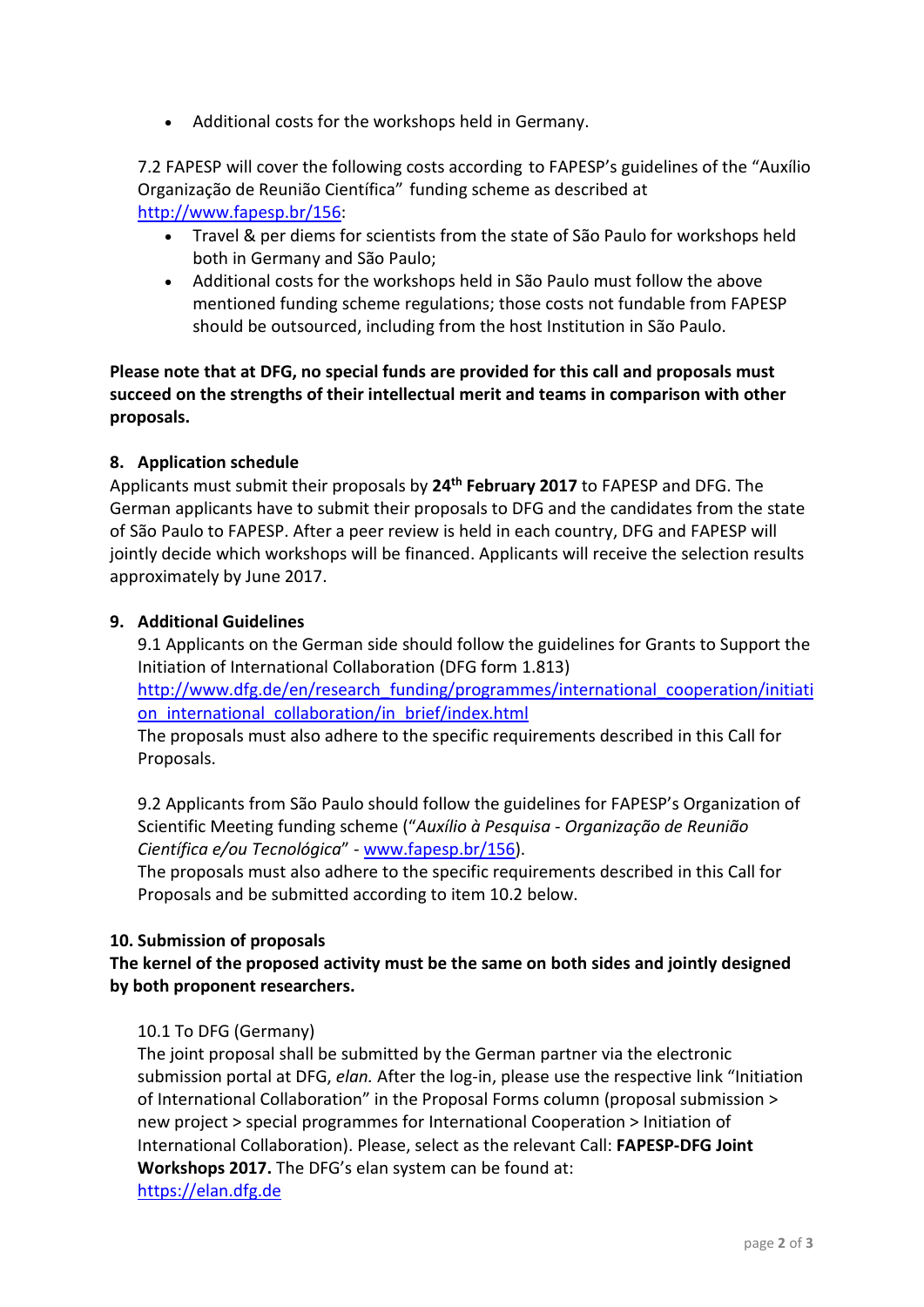- Additional costs for the workshops held in Germany.

7.2 FAPESP will cover the following costs according to FAPESP's guidelines of the "Auxílio Organização de Reunião Científica" funding scheme as described at http://www.fapesp.br/156:

- Travel & per diems for scientists from the state of São Paulo for workshops held both in Germany and São Paulo;
- Additional costs for the workshops held in São Paulo must follow the above mentioned funding scheme regulations; those costs not fundable from FAPESP should be outsourced, including from the host Institution in São Paulo.

**Please note that at DFG, no special funds are provided for this call and proposals must succeed on the strengths of their intellectual merit and teams in comparison with other proposals.**

## 8. Application schedule

Applicants must submit their proposals by **24th February 2017** to FAPESP and DFG. The German applicants have to submit their proposals to DFG and the candidates from the state of São Paulo to FAPESP. After a peer review is held in each country, DFG and FAPESP will jointly decide which workshops will be financed. Applicants will receive the selection results approximately by June 2017.

## 9. Additional Guidelines

9.1 Applicants on the German side should follow the guidelines for Grants to Support the Initiation of International Collaboration (DFG form 1.813)
http://www.dfg.de/en/research_funding/programmes/international_cooperation/initiation_international_collaboration/in_brief/index.html
The proposals must also adhere to the specific requirements described in this Call for Proposals.

9.2 Applicants from São Paulo should follow the guidelines for FAPESP's Organization of Scientific Meeting funding scheme ("*Auxílio à Pesquisa - Organização de Reunião Científica e/ou Tecnológica*" - www.fapesp.br/156).
The proposals must also adhere to the specific requirements described in this Call for Proposals and be submitted according to item 10.2 below.

## 10. Submission of proposals

**The kernel of the proposed activity must be the same on both sides and jointly designed by both proponent researchers.**

10.1 To DFG (Germany)
The joint proposal shall be submitted by the German partner via the electronic submission portal at DFG, *elan.* After the log-in, please use the respective link "Initiation of International Collaboration" in the Proposal Forms column (proposal submission > new project > special programmes for International Cooperation > Initiation of International Collaboration). Please, select as the relevant Call: **FAPESP-DFG Joint Workshops 2017.** The DFG's elan system can be found at:
https://elan.dfg.de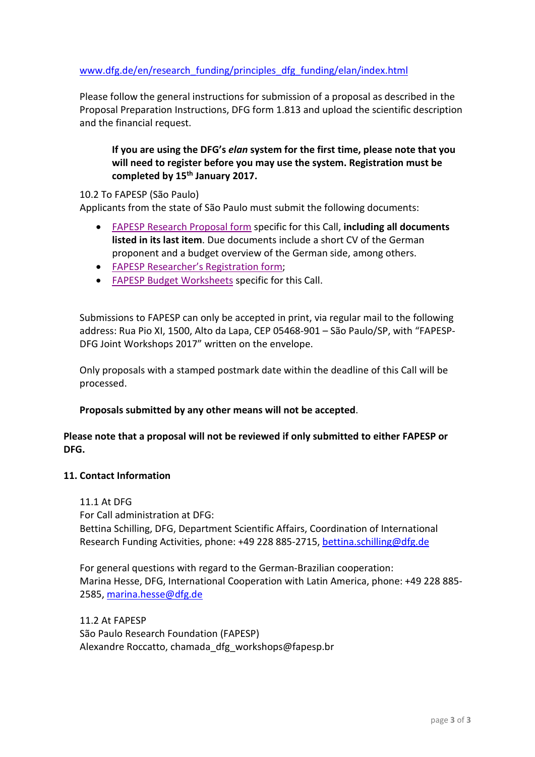[www.dfg.de/en/research_funding/principles_dfg_funding/elan/index.html](www.dfg.de/en/research_funding/principles_dfg_funding/elan/index.html)

Please follow the general instructions for submission of a proposal as described in the Proposal Preparation Instructions, DFG form 1.813 and upload the scientific description and the financial request.

> **If you are using the DFG's *elan* system for the first time, please note that you will need to register before you may use the system. Registration must be completed by 15th January 2017.**

10.2 To FAPESP (São Paulo)
Applicants from the state of São Paulo must submit the following documents:

- FAPESP Research Proposal form specific for this Call, **including all documents listed in its last item**. Due documents include a short CV of the German proponent and a budget overview of the German side, among others.
- FAPESP Researcher's Registration form;
- FAPESP Budget Worksheets specific for this Call.

Submissions to FAPESP can only be accepted in print, via regular mail to the following address: Rua Pio XI, 1500, Alto da Lapa, CEP 05468-901 – São Paulo/SP, with "FAPESP-DFG Joint Workshops 2017" written on the envelope.

Only proposals with a stamped postmark date within the deadline of this Call will be processed.

**Proposals submitted by any other means will not be accepted**.

**Please note that a proposal will not be reviewed if only submitted to either FAPESP or DFG.**

## 11. Contact Information

11.1 At DFG
For Call administration at DFG:
Bettina Schilling, DFG, Department Scientific Affairs, Coordination of International Research Funding Activities, phone: +49 228 885-2715, bettina.schilling@dfg.de

For general questions with regard to the German-Brazilian cooperation:
Marina Hesse, DFG, International Cooperation with Latin America, phone: +49 228 885-2585, marina.hesse@dfg.de

11.2 At FAPESP
São Paulo Research Foundation (FAPESP)
Alexandre Roccatto, chamada_dfg_workshops@fapesp.br